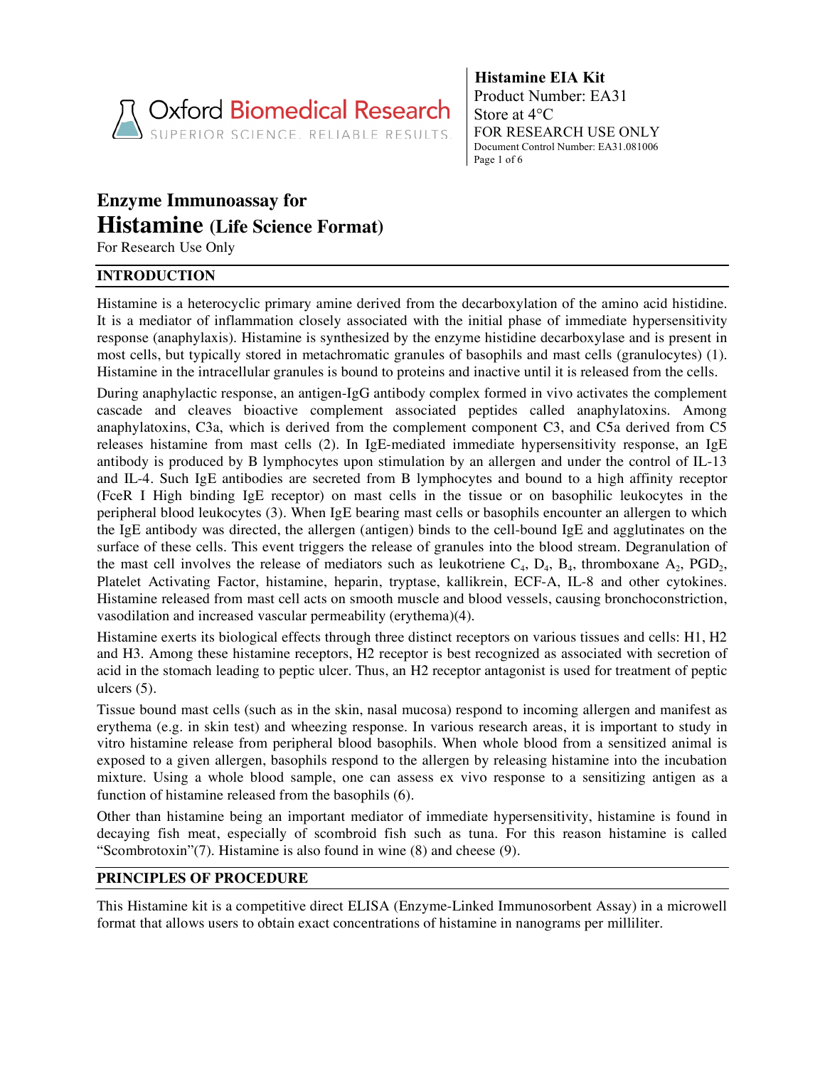**Histamine EIA Kit**
Product Number: EA31
Store at 4°C
FOR RESEARCH USE ONLY
Document Control Number: EA31.081006

# Enzyme Immunoassay for Histamine (Life Science Format)

For Research Use Only

## INTRODUCTION

Histamine is a heterocyclic primary amine derived from the decarboxylation of the amino acid histidine. It is a mediator of inflammation closely associated with the initial phase of immediate hypersensitivity response (anaphylaxis). Histamine is synthesized by the enzyme histidine decarboxylase and is present in most cells, but typically stored in metachromatic granules of basophils and mast cells (granulocytes) (1). Histamine in the intracellular granules is bound to proteins and inactive until it is released from the cells.

During anaphylactic response, an antigen-IgG antibody complex formed in vivo activates the complement cascade and cleaves bioactive complement associated peptides called anaphylatoxins. Among anaphylatoxins, C3a, which is derived from the complement component C3, and C5a derived from C5 releases histamine from mast cells (2). In IgE-mediated immediate hypersensitivity response, an IgE antibody is produced by B lymphocytes upon stimulation by an allergen and under the control of IL-13 and IL-4. Such IgE antibodies are secreted from B lymphocytes and bound to a high affinity receptor (FceR I High binding IgE receptor) on mast cells in the tissue or on basophilic leukocytes in the peripheral blood leukocytes (3). When IgE bearing mast cells or basophils encounter an allergen to which the IgE antibody was directed, the allergen (antigen) binds to the cell-bound IgE and agglutinates on the surface of these cells. This event triggers the release of granules into the blood stream. Degranulation of the mast cell involves the release of mediators such as leukotriene $C_4$, $D_4$, $B_4$, thromboxane $A_2$, $PGD_2$, Platelet Activating Factor, histamine, heparin, tryptase, kallikrein, ECF-A, IL-8 and other cytokines. Histamine released from mast cell acts on smooth muscle and blood vessels, causing bronchoconstriction, vasodilation and increased vascular permeability (erythema)(4).

Histamine exerts its biological effects through three distinct receptors on various tissues and cells: H1, H2 and H3. Among these histamine receptors, H2 receptor is best recognized as associated with secretion of acid in the stomach leading to peptic ulcer. Thus, an H2 receptor antagonist is used for treatment of peptic ulcers (5).

Tissue bound mast cells (such as in the skin, nasal mucosa) respond to incoming allergen and manifest as erythema (e.g. in skin test) and wheezing response. In various research areas, it is important to study in vitro histamine release from peripheral blood basophils. When whole blood from a sensitized animal is exposed to a given allergen, basophils respond to the allergen by releasing histamine into the incubation mixture. Using a whole blood sample, one can assess ex vivo response to a sensitizing antigen as a function of histamine released from the basophils (6).

Other than histamine being an important mediator of immediate hypersensitivity, histamine is found in decaying fish meat, especially of scombroid fish such as tuna. For this reason histamine is called "Scombrotoxin"(7). Histamine is also found in wine (8) and cheese (9).

## PRINCIPLES OF PROCEDURE

This Histamine kit is a competitive direct ELISA (Enzyme-Linked Immunosorbent Assay) in a microwell format that allows users to obtain exact concentrations of histamine in nanograms per milliliter.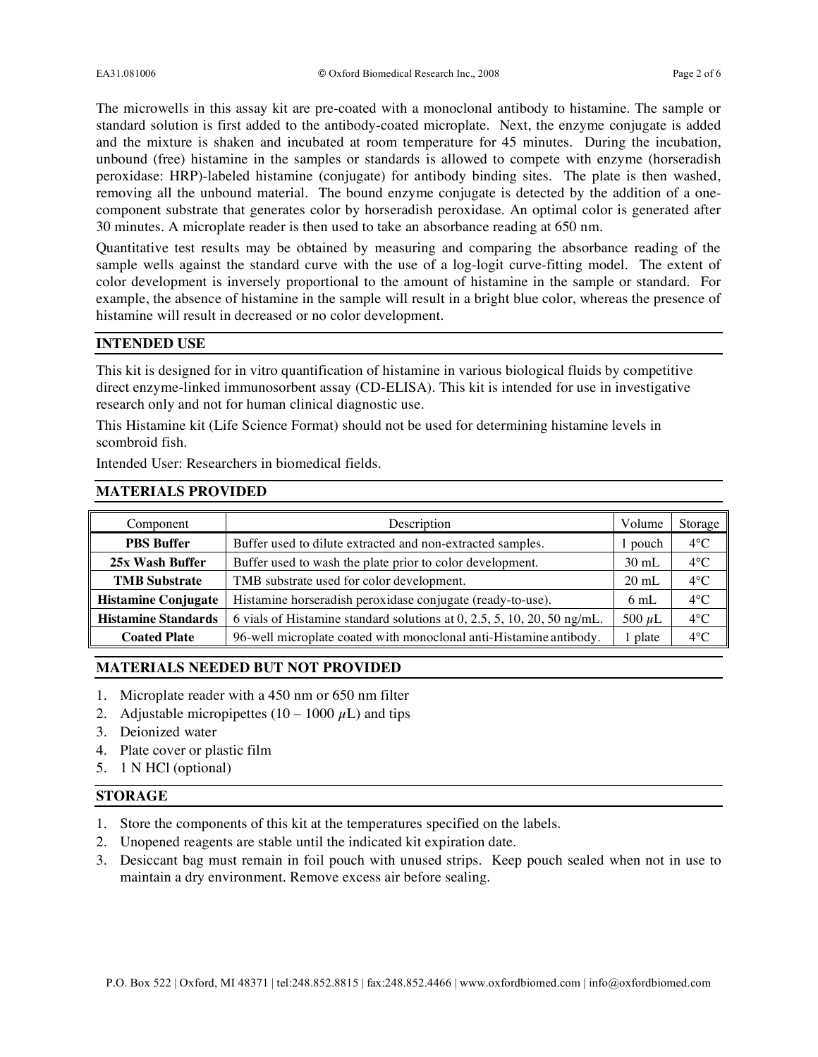The microwells in this assay kit are pre-coated with a monoclonal antibody to histamine. The sample or standard solution is first added to the antibody-coated microplate. Next, the enzyme conjugate is added and the mixture is shaken and incubated at room temperature for 45 minutes. During the incubation, unbound (free) histamine in the samples or standards is allowed to compete with enzyme (horseradish peroxidase: HRP)-labeled histamine (conjugate) for antibody binding sites. The plate is then washed, removing all the unbound material. The bound enzyme conjugate is detected by the addition of a one-component substrate that generates color by horseradish peroxidase. An optimal color is generated after 30 minutes. A microplate reader is then used to take an absorbance reading at 650 nm.

Quantitative test results may be obtained by measuring and comparing the absorbance reading of the sample wells against the standard curve with the use of a log-logit curve-fitting model. The extent of color development is inversely proportional to the amount of histamine in the sample or standard. For example, the absence of histamine in the sample will result in a bright blue color, whereas the presence of histamine will result in decreased or no color development.

## INTENDED USE

This kit is designed for in vitro quantification of histamine in various biological fluids by competitive direct enzyme-linked immunosorbent assay (CD-ELISA). This kit is intended for use in investigative research only and not for human clinical diagnostic use.

This Histamine kit (Life Science Format) should not be used for determining histamine levels in scombroid fish.

Intended User: Researchers in biomedical fields.

## MATERIALS PROVIDED

| Component | Description | Volume | Storage |
|---|---|---|---|
| **PBS Buffer** | Buffer used to dilute extracted and non-extracted samples. | 1 pouch | 4°C |
| **25x Wash Buffer** | Buffer used to wash the plate prior to color development. | 30 mL | 4°C |
| **TMB Substrate** | TMB substrate used for color development. | 20 mL | 4°C |
| **Histamine Conjugate** | Histamine horseradish peroxidase conjugate (ready-to-use). | 6 mL | 4°C |
| **Histamine Standards** | 6 vials of Histamine standard solutions at 0, 2.5, 5, 10, 20, 50 ng/mL. | 500 µL | 4°C |
| **Coated Plate** | 96-well microplate coated with monoclonal anti-Histamine antibody. | 1 plate | 4°C |

## MATERIALS NEEDED BUT NOT PROVIDED

1. Microplate reader with a 450 nm or 650 nm filter
2. Adjustable micropipettes (10 – 1000 µL) and tips
3. Deionized water
4. Plate cover or plastic film
5. 1 N HCl (optional)

## STORAGE

1. Store the components of this kit at the temperatures specified on the labels.
2. Unopened reagents are stable until the indicated kit expiration date.
3. Desiccant bag must remain in foil pouch with unused strips. Keep pouch sealed when not in use to maintain a dry environment. Remove excess air before sealing.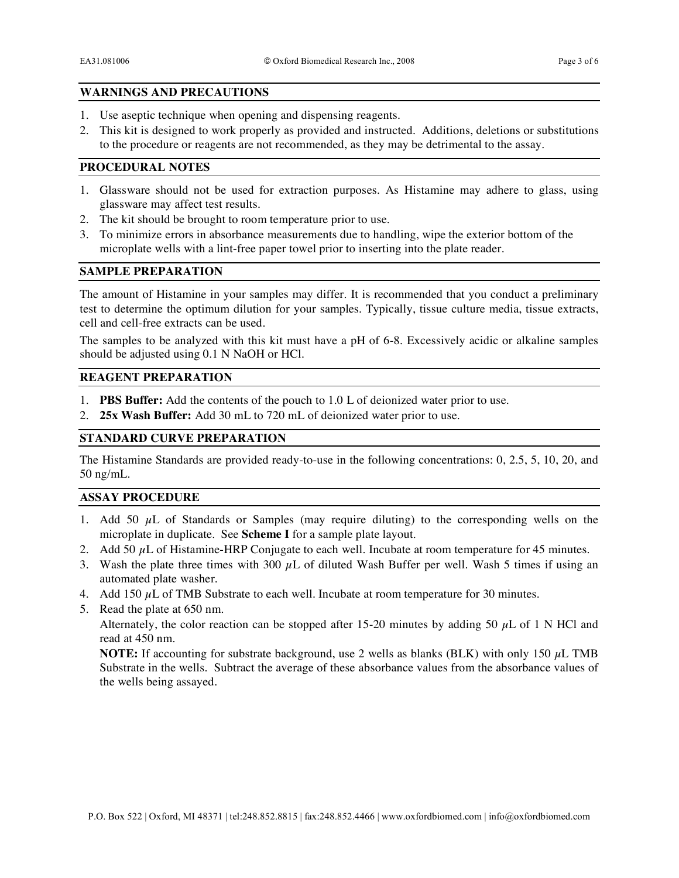## WARNINGS AND PRECAUTIONS

1. Use aseptic technique when opening and dispensing reagents.
2. This kit is designed to work properly as provided and instructed. Additions, deletions or substitutions to the procedure or reagents are not recommended, as they may be detrimental to the assay.

## PROCEDURAL NOTES

1. Glassware should not be used for extraction purposes. As Histamine may adhere to glass, using glassware may affect test results.
2. The kit should be brought to room temperature prior to use.
3. To minimize errors in absorbance measurements due to handling, wipe the exterior bottom of the microplate wells with a lint-free paper towel prior to inserting into the plate reader.

## SAMPLE PREPARATION

The amount of Histamine in your samples may differ. It is recommended that you conduct a preliminary test to determine the optimum dilution for your samples. Typically, tissue culture media, tissue extracts, cell and cell-free extracts can be used.

The samples to be analyzed with this kit must have a pH of 6-8. Excessively acidic or alkaline samples should be adjusted using 0.1 N NaOH or HCl.

## REAGENT PREPARATION

1. **PBS Buffer:** Add the contents of the pouch to 1.0 L of deionized water prior to use.
2. **25x Wash Buffer:** Add 30 mL to 720 mL of deionized water prior to use.

## STANDARD CURVE PREPARATION

The Histamine Standards are provided ready-to-use in the following concentrations: 0, 2.5, 5, 10, 20, and 50 ng/mL.

## ASSAY PROCEDURE

1. Add 50 μL of Standards or Samples (may require diluting) to the corresponding wells on the microplate in duplicate. See **Scheme I** for a sample plate layout.
2. Add 50 μL of Histamine-HRP Conjugate to each well. Incubate at room temperature for 45 minutes.
3. Wash the plate three times with 300 μL of diluted Wash Buffer per well. Wash 5 times if using an automated plate washer.
4. Add 150 μL of TMB Substrate to each well. Incubate at room temperature for 30 minutes.
5. Read the plate at 650 nm.

   Alternately, the color reaction can be stopped after 15-20 minutes by adding 50 μL of 1 N HCl and read at 450 nm.

   **NOTE:** If accounting for substrate background, use 2 wells as blanks (BLK) with only 150 μL TMB Substrate in the wells. Subtract the average of these absorbance values from the absorbance values of the wells being assayed.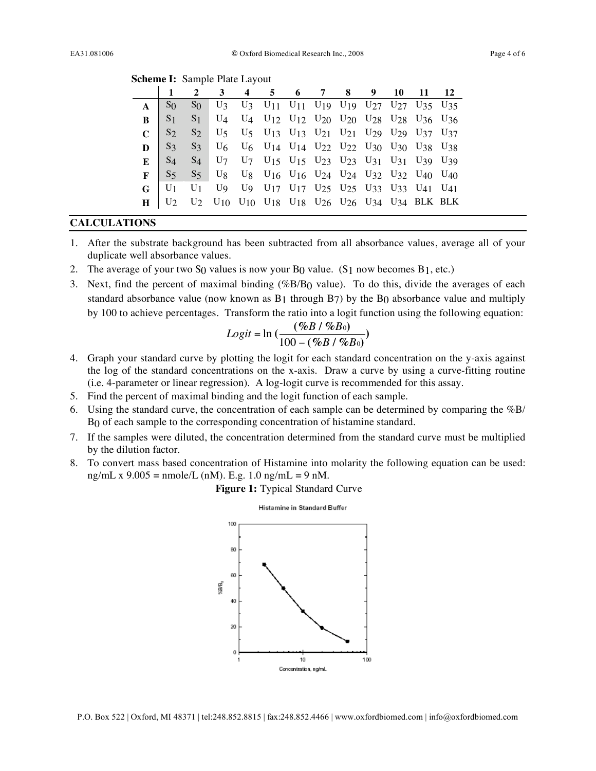**Scheme I:** Sample Plate Layout

| | 1 | 2 | 3 | 4 | 5 | 6 | 7 | 8 | 9 | 10 | 11 | 12 |
|---|---|---|---|---|---|---|---|---|---|---|---|---|
| **A** | $S_0$ | $S_0$ | $U_3$ | $U_3$ | $U_{11}$ | $U_{11}$ | $U_{19}$ | $U_{19}$ | $U_{27}$ | $U_{27}$ | $U_{35}$ | $U_{35}$ |
| **B** | $S_1$ | $S_1$ | $U_4$ | $U_4$ | $U_{12}$ | $U_{12}$ | $U_{20}$ | $U_{20}$ | $U_{28}$ | $U_{28}$ | $U_{36}$ | $U_{36}$ |
| **C** | $S_2$ | $S_2$ | $U_5$ | $U_5$ | $U_{13}$ | $U_{13}$ | $U_{21}$ | $U_{21}$ | $U_{29}$ | $U_{29}$ | $U_{37}$ | $U_{37}$ |
| **D** | $S_3$ | $S_3$ | $U_6$ | $U_6$ | $U_{14}$ | $U_{14}$ | $U_{22}$ | $U_{22}$ | $U_{30}$ | $U_{30}$ | $U_{38}$ | $U_{38}$ |
| **E** | $S_4$ | $S_4$ | $U_7$ | $U_7$ | $U_{15}$ | $U_{15}$ | $U_{23}$ | $U_{23}$ | $U_{31}$ | $U_{31}$ | $U_{39}$ | $U_{39}$ |
| **F** | $S_5$ | $S_5$ | $U_8$ | $U_8$ | $U_{16}$ | $U_{16}$ | $U_{24}$ | $U_{24}$ | $U_{32}$ | $U_{32}$ | $U_{40}$ | $U_{40}$ |
| **G** | $U_1$ | $U_1$ | $U_9$ | $U_9$ | $U_{17}$ | $U_{17}$ | $U_{25}$ | $U_{25}$ | $U_{33}$ | $U_{33}$ | $U_{41}$ | $U_{41}$ |
| **H** | $U_2$ | $U_2$ | $U_{10}$ | $U_{10}$ | $U_{18}$ | $U_{18}$ | $U_{26}$ | $U_{26}$ | $U_{34}$ | $U_{34}$ | BLK | BLK |

## CALCULATIONS

1. After the substrate background has been subtracted from all absorbance values, average all of your duplicate well absorbance values.
2. The average of your two $S_0$ values is now your $B_0$ value. ($S_1$ now becomes $B_1$, etc.)
3. Next, find the percent of maximal binding ($\%B/B_0$ value). To do this, divide the averages of each standard absorbance value (now known as $B_1$ through $B_7$) by the $B_0$ absorbance value and multiply by 100 to achieve percentages. Transform the ratio into a logit function using the following equation:
$$Logit = \ln\left(\frac{(\%B/\%B_0)}{100-(\%B/\%B_0)}\right)$$
4. Graph your standard curve by plotting the logit for each standard concentration on the y-axis against the log of the standard concentrations on the x-axis. Draw a curve by using a curve-fitting routine (i.e. 4-parameter or linear regression). A log-logit curve is recommended for this assay.
5. Find the percent of maximal binding and the logit function of each sample.
6. Using the standard curve, the concentration of each sample can be determined by comparing the $\%B/B_0$ of each sample to the corresponding concentration of histamine standard.
7. If the samples were diluted, the concentration determined from the standard curve must be multiplied by the dilution factor.
8. To convert mass based concentration of Histamine into molarity the following equation can be used: ng/mL x 9.005 = nmole/L (nM). E.g. 1.0 ng/mL = 9 nM.

**Figure 1:** Typical Standard Curve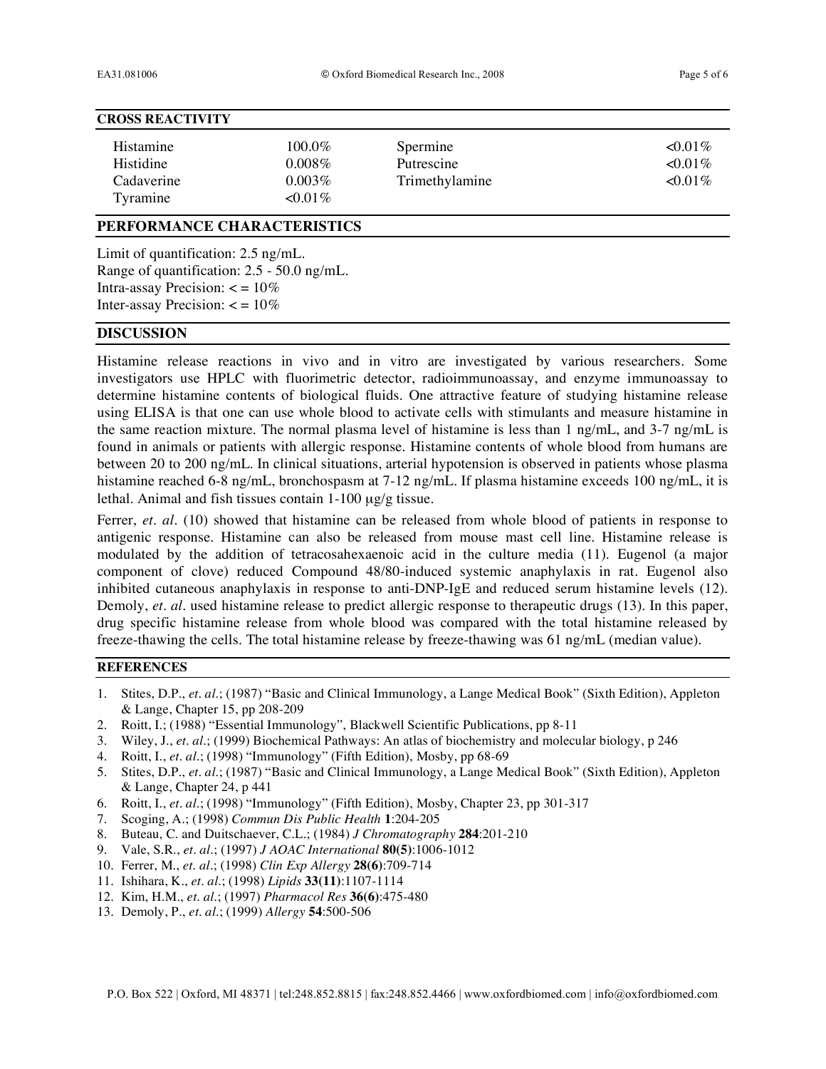## CROSS REACTIVITY

| | | | |
|---|---|---|---|
| Histamine | 100.0% | Spermine | <0.01% |
| Histidine | 0.008% | Putrescine | <0.01% |
| Cadaverine | 0.003% | Trimethylamine | <0.01% |
| Tyramine | <0.01% | | |

## PERFORMANCE CHARACTERISTICS

Limit of quantification: 2.5 ng/mL.
Range of quantification: 2.5 - 50.0 ng/mL.
Intra-assay Precision: < = 10%
Inter-assay Precision: < = 10%

## DISCUSSION

Histamine release reactions in vivo and in vitro are investigated by various researchers. Some investigators use HPLC with fluorimetric detector, radioimmunoassay, and enzyme immunoassay to determine histamine contents of biological fluids. One attractive feature of studying histamine release using ELISA is that one can use whole blood to activate cells with stimulants and measure histamine in the same reaction mixture. The normal plasma level of histamine is less than 1 ng/mL, and 3-7 ng/mL is found in animals or patients with allergic response. Histamine contents of whole blood from humans are between 20 to 200 ng/mL. In clinical situations, arterial hypotension is observed in patients whose plasma histamine reached 6-8 ng/mL, bronchospasm at 7-12 ng/mL. If plasma histamine exceeds 100 ng/mL, it is lethal. Animal and fish tissues contain 1-100 μg/g tissue.

Ferrer, *et. al*. (10) showed that histamine can be released from whole blood of patients in response to antigenic response. Histamine can also be released from mouse mast cell line. Histamine release is modulated by the addition of tetracosahexaenoic acid in the culture media (11). Eugenol (a major component of clove) reduced Compound 48/80-induced systemic anaphylaxis in rat. Eugenol also inhibited cutaneous anaphylaxis in response to anti-DNP-IgE and reduced serum histamine levels (12). Demoly, *et. al*. used histamine release to predict allergic response to therapeutic drugs (13). In this paper, drug specific histamine release from whole blood was compared with the total histamine released by freeze-thawing the cells. The total histamine release by freeze-thawing was 61 ng/mL (median value).

## REFERENCES

1. Stites, D.P., *et. al*.; (1987) "Basic and Clinical Immunology, a Lange Medical Book" (Sixth Edition), Appleton & Lange, Chapter 15, pp 208-209
2. Roitt, I.; (1988) "Essential Immunology", Blackwell Scientific Publications, pp 8-11
3. Wiley, J., *et. al*.; (1999) Biochemical Pathways: An atlas of biochemistry and molecular biology, p 246
4. Roitt, I., *et. al*.; (1998) "Immunology" (Fifth Edition), Mosby, pp 68-69
5. Stites, D.P., *et. al*.; (1987) "Basic and Clinical Immunology, a Lange Medical Book" (Sixth Edition), Appleton & Lange, Chapter 24, p 441
6. Roitt, I., *et. al*.; (1998) "Immunology" (Fifth Edition), Mosby, Chapter 23, pp 301-317
7. Scoging, A.; (1998) *Commun Dis Public Health* **1**:204-205
8. Buteau, C. and Duitschaever, C.L.; (1984) *J Chromatography* **284**:201-210
9. Vale, S.R., *et. al*.; (1997) *J AOAC International* **80(5)**:1006-1012
10. Ferrer, M., *et. al*.; (1998) *Clin Exp Allergy* **28(6)**:709-714
11. Ishihara, K., *et. al*.; (1998) *Lipids* **33(11)**:1107-1114
12. Kim, H.M., *et. al*.; (1997) *Pharmacol Res* **36(6)**:475-480
13. Demoly, P., *et. al*.; (1999) *Allergy* **54**:500-506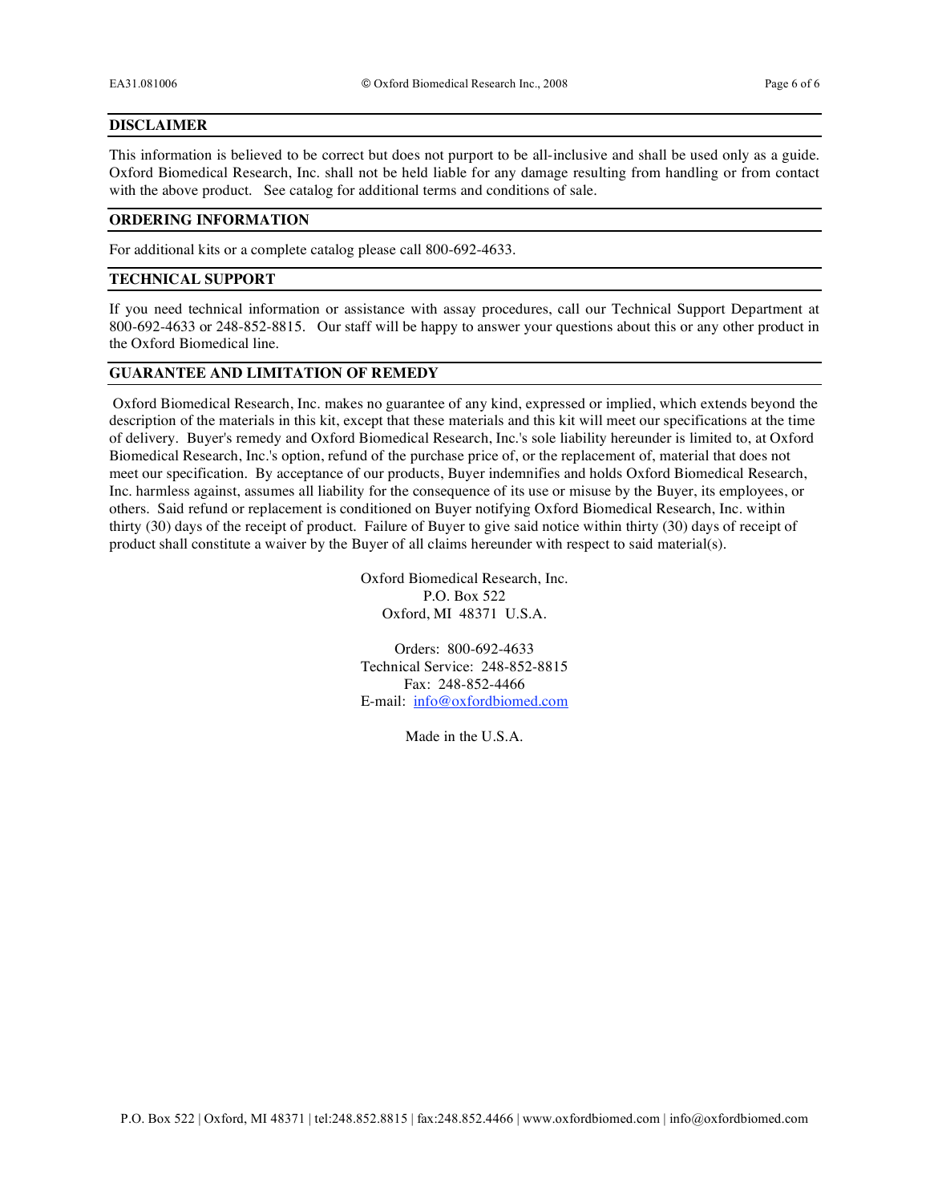## DISCLAIMER

This information is believed to be correct but does not purport to be all-inclusive and shall be used only as a guide. Oxford Biomedical Research, Inc. shall not be held liable for any damage resulting from handling or from contact with the above product. See catalog for additional terms and conditions of sale.

## ORDERING INFORMATION

For additional kits or a complete catalog please call 800-692-4633.

## TECHNICAL SUPPORT

If you need technical information or assistance with assay procedures, call our Technical Support Department at 800-692-4633 or 248-852-8815. Our staff will be happy to answer your questions about this or any other product in the Oxford Biomedical line.

## GUARANTEE AND LIMITATION OF REMEDY

Oxford Biomedical Research, Inc. makes no guarantee of any kind, expressed or implied, which extends beyond the description of the materials in this kit, except that these materials and this kit will meet our specifications at the time of delivery. Buyer's remedy and Oxford Biomedical Research, Inc.'s sole liability hereunder is limited to, at Oxford Biomedical Research, Inc.'s option, refund of the purchase price of, or the replacement of, material that does not meet our specification. By acceptance of our products, Buyer indemnifies and holds Oxford Biomedical Research, Inc. harmless against, assumes all liability for the consequence of its use or misuse by the Buyer, its employees, or others. Said refund or replacement is conditioned on Buyer notifying Oxford Biomedical Research, Inc. within thirty (30) days of the receipt of product. Failure of Buyer to give said notice within thirty (30) days of receipt of product shall constitute a waiver by the Buyer of all claims hereunder with respect to said material(s).

Oxford Biomedical Research, Inc.
P.O. Box 522
Oxford, MI 48371 U.S.A.

Orders: 800-692-4633
Technical Service: 248-852-8815
Fax: 248-852-4466
E-mail: info@oxfordbiomed.com

Made in the U.S.A.